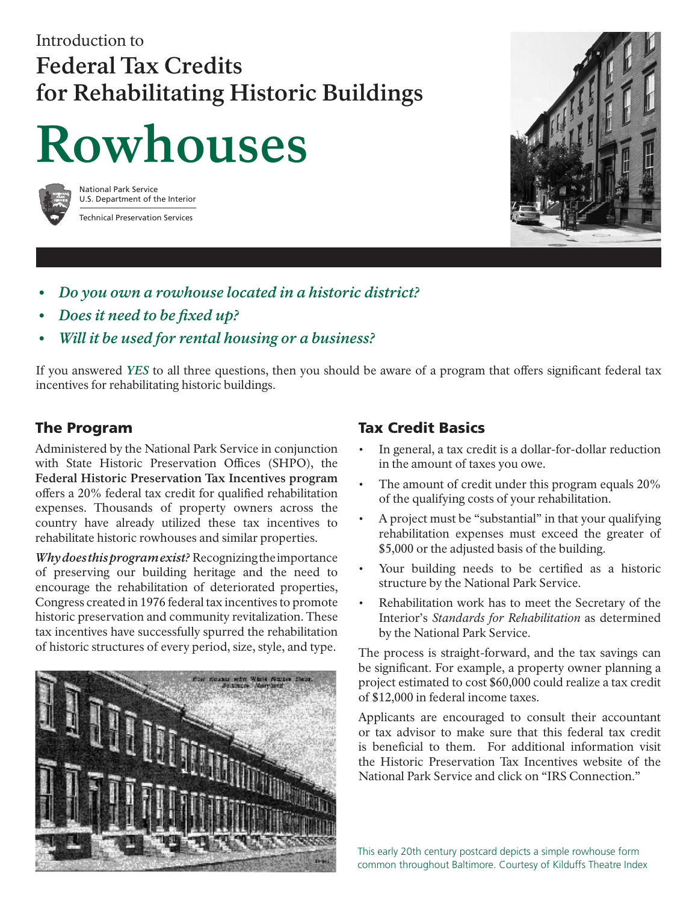Introduction to

# Federal Tax Credits for Rehabilitating Historic Buildings

# Rowhouses

National Park Service
U.S. Department of the Interior

Technical Preservation Services

- ***Do you own a rowhouse located in a historic district?***
- ***Does it need to be fixed up?***
- ***Will it be used for rental housing or a business?***

If you answered ***YES*** to all three questions, then you should be aware of a program that offers significant federal tax incentives for rehabilitating historic buildings.

## The Program

Administered by the National Park Service in conjunction with State Historic Preservation Offices (SHPO), the **Federal Historic Preservation Tax Incentives program** offers a 20% federal tax credit for qualified rehabilitation expenses. Thousands of property owners across the country have already utilized these tax incentives to rehabilitate historic rowhouses and similar properties.

***Why does this program exist?*** Recognizing the importance of preserving our building heritage and the need to encourage the rehabilitation of deteriorated properties, Congress created in 1976 federal tax incentives to promote historic preservation and community revitalization. These tax incentives have successfully spurred the rehabilitation of historic structures of every period, size, style, and type.

## Tax Credit Basics

- In general, a tax credit is a dollar-for-dollar reduction in the amount of taxes you owe.
- The amount of credit under this program equals 20% of the qualifying costs of your rehabilitation.
- A project must be "substantial" in that your qualifying rehabilitation expenses must exceed the greater of $5,000 or the adjusted basis of the building.
- Your building needs to be certified as a historic structure by the National Park Service.
- Rehabilitation work has to meet the Secretary of the Interior's *Standards for Rehabilitation* as determined by the National Park Service.

The process is straight-forward, and the tax savings can be significant. For example, a property owner planning a project estimated to cost $60,000 could realize a tax credit of $12,000 in federal income taxes.

Applicants are encouraged to consult their accountant or tax advisor to make sure that this federal tax credit is beneficial to them. For additional information visit the Historic Preservation Tax Incentives website of the National Park Service and click on "IRS Connection."

This early 20th century postcard depicts a simple rowhouse form common throughout Baltimore. Courtesy of Kilduffs Theatre Index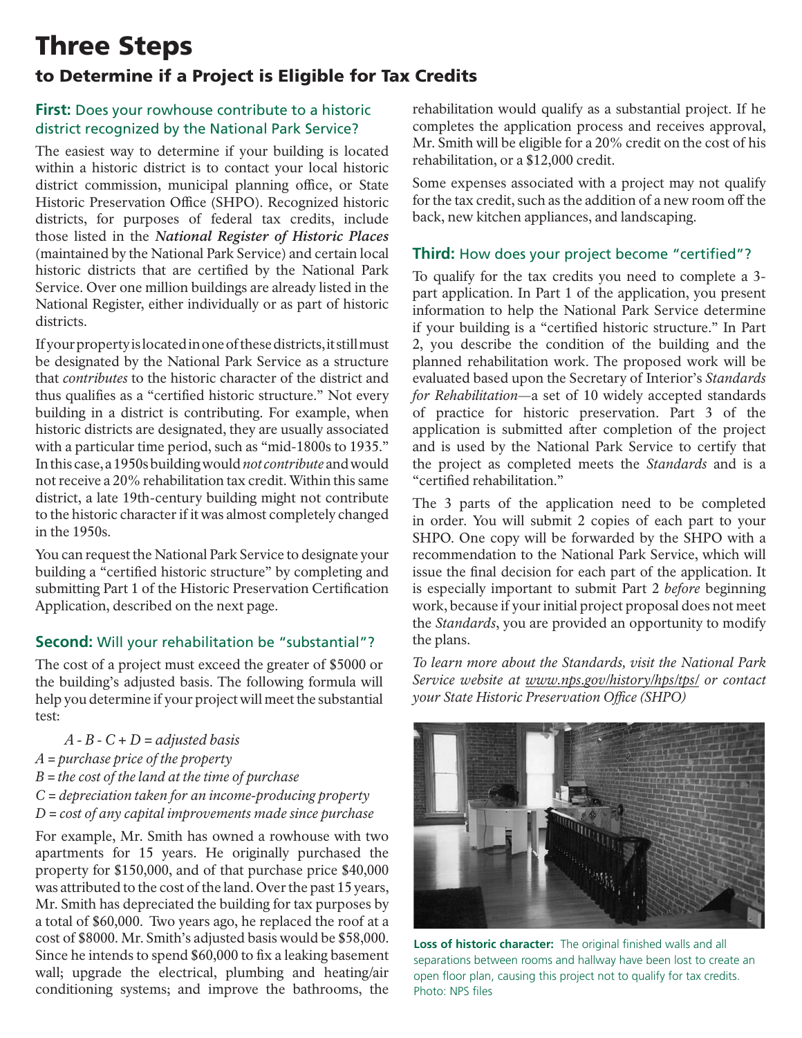# Three Steps

## to Determine if a Project is Eligible for Tax Credits

### **First:** Does your rowhouse contribute to a historic district recognized by the National Park Service?

The easiest way to determine if your building is located within a historic district is to contact your local historic district commission, municipal planning office, or State Historic Preservation Office (SHPO). Recognized historic districts, for purposes of federal tax credits, include those listed in the ***National Register of Historic Places*** (maintained by the National Park Service) and certain local historic districts that are certified by the National Park Service. Over one million buildings are already listed in the National Register, either individually or as part of historic districts.

If your property is located in one of these districts, it still must be designated by the National Park Service as a structure that *contributes* to the historic character of the district and thus qualifies as a "certified historic structure." Not every building in a district is contributing. For example, when historic districts are designated, they are usually associated with a particular time period, such as "mid-1800s to 1935." In this case, a 1950s building would *not contribute* and would not receive a 20% rehabilitation tax credit. Within this same district, a late 19th-century building might not contribute to the historic character if it was almost completely changed in the 1950s.

You can request the National Park Service to designate your building a "certified historic structure" by completing and submitting Part 1 of the Historic Preservation Certification Application, described on the next page.

### **Second:** Will your rehabilitation be "substantial"?

The cost of a project must exceed the greater of $5000 or the building's adjusted basis. The following formula will help you determine if your project will meet the substantial test:

*A - B - C + D = adjusted basis*
*A = purchase price of the property*
*B = the cost of the land at the time of purchase*
*C = depreciation taken for an income-producing property*
*D = cost of any capital improvements made since purchase*

For example, Mr. Smith has owned a rowhouse with two apartments for 15 years. He originally purchased the property for $150,000, and of that purchase price $40,000 was attributed to the cost of the land. Over the past 15 years, Mr. Smith has depreciated the building for tax purposes by a total of $60,000. Two years ago, he replaced the roof at a cost of $8000. Mr. Smith's adjusted basis would be $58,000. Since he intends to spend $60,000 to fix a leaking basement wall; upgrade the electrical, plumbing and heating/air conditioning systems; and improve the bathrooms, the rehabilitation would qualify as a substantial project. If he completes the application process and receives approval, Mr. Smith will be eligible for a 20% credit on the cost of his rehabilitation, or a $12,000 credit.

Some expenses associated with a project may not qualify for the tax credit, such as the addition of a new room off the back, new kitchen appliances, and landscaping.

### **Third:** How does your project become "certified"?

To qualify for the tax credits you need to complete a 3-part application. In Part 1 of the application, you present information to help the National Park Service determine if your building is a "certified historic structure." In Part 2, you describe the condition of the building and the planned rehabilitation work. The proposed work will be evaluated based upon the Secretary of Interior's *Standards for Rehabilitation*—a set of 10 widely accepted standards of practice for historic preservation. Part 3 of the application is submitted after completion of the project and is used by the National Park Service to certify that the project as completed meets the *Standards* and is a "certified rehabilitation."

The 3 parts of the application need to be completed in order. You will submit 2 copies of each part to your SHPO. One copy will be forwarded by the SHPO with a recommendation to the National Park Service, which will issue the final decision for each part of the application. It is especially important to submit Part 2 *before* beginning work, because if your initial project proposal does not meet the *Standards*, you are provided an opportunity to modify the plans.

*To learn more about the Standards, visit the National Park Service website at www.nps.gov/history/hps/tps/ or contact your State Historic Preservation Office (SHPO)*

**Loss of historic character:** The original finished walls and all separations between rooms and hallway have been lost to create an open floor plan, causing this project not to qualify for tax credits. Photo: NPS files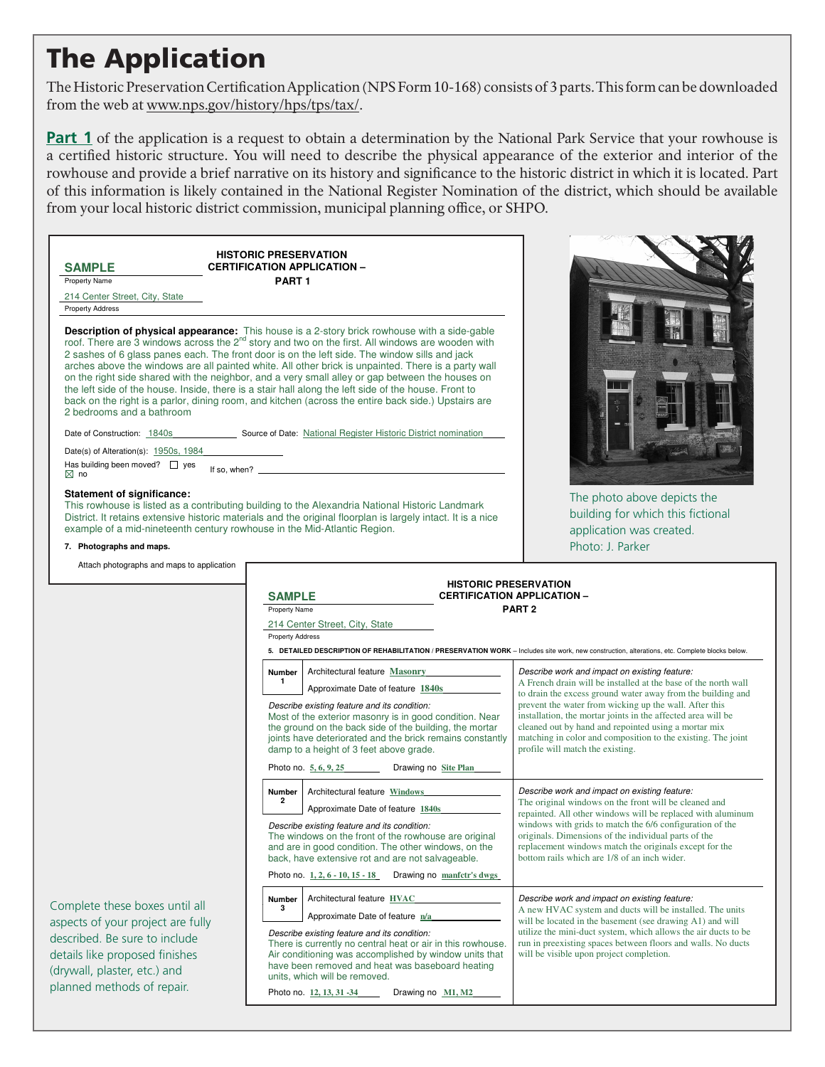# The Application

The Historic Preservation Certification Application (NPS Form 10-168) consists of 3 parts. This form can be downloaded from the web at www.nps.gov/history/hps/tps/tax/.

**Part 1** of the application is a request to obtain a determination by the National Park Service that your rowhouse is a certified historic structure. You will need to describe the physical appearance of the exterior and interior of the rowhouse and provide a brief narrative on its history and significance to the historic district in which it is located. Part of this information is likely contained in the National Register Nomination of the district, which should be available from your local historic district commission, municipal planning office, or SHPO.

---

**HISTORIC PRESERVATION CERTIFICATION APPLICATION – PART 1**

SAMPLE
Property Name

214 Center Street, City, State
Property Address

**Description of physical appearance:** This house is a 2-story brick rowhouse with a side-gable roof. There are 3 windows across the 2nd story and two on the first. All windows are wooden with 2 sashes of 6 glass panes each. The front door is on the left side. The window sills and jack arches above the windows are all painted white. All other brick is unpainted. There is a party wall on the right side shared with the neighbor, and a very small alley or gap between the houses on the left side of the house. Inside, there is a stair hall along the left side of the house. Front to back on the right is a parlor, dining room, and kitchen (across the entire back side.) Upstairs are 2 bedrooms and a bathroom

Date of Construction: 1840s    Source of Date: National Register Historic District nomination

Date(s) of Alteration(s): 1950s, 1984

Has building been moved? ☐ yes ☒ no    If so, when?

**Statement of significance:**
This rowhouse is listed as a contributing building to the Alexandria National Historic Landmark District. It retains extensive historic materials and the original floorplan is largely intact. It is a nice example of a mid-nineteenth century rowhouse in the Mid-Atlantic Region.

**7. Photographs and maps.**

Attach photographs and maps to application

---

The photo above depicts the building for which this fictional application was created.
Photo: J. Parker

---

**HISTORIC PRESERVATION CERTIFICATION APPLICATION – PART 2**

SAMPLE
Property Name

214 Center Street, City, State
Property Address

**5. DETAILED DESCRIPTION OF REHABILITATION / PRESERVATION WORK** – Includes site work, new construction, alterations, etc. Complete blocks below.

**Number 1**
Architectural feature: Masonry
Approximate Date of feature: 1840s

*Describe existing feature and its condition:*
Most of the exterior masonry is in good condition. Near the ground on the back side of the building, the mortar joints have deteriorated and the brick remains constantly damp to a height of 3 feet above grade.

Photo no. 5, 6, 9, 25    Drawing no Site Plan

*Describe work and impact on existing feature:*
A French drain will be installed at the base of the north wall to drain the excess ground water away from the building and prevent the water from wicking up the wall. After this installation, the mortar joints in the affected area will be cleaned out by hand and repointed using a mortar mix matching in color and composition to the existing. The joint profile will match the existing.

**Number 2**
Architectural feature: Windows
Approximate Date of feature: 1840s

*Describe existing feature and its condition:*
The windows on the front of the rowhouse are original and are in good condition. The other windows, on the back, have extensive rot and are not salvageable.

Photo no. 1, 2, 6 - 10, 15 - 18    Drawing no manfctr's dwgs

*Describe work and impact on existing feature:*
The original windows on the front will be cleaned and repainted. All other windows will be replaced with aluminum windows with grids to match the 6/6 configuration of the originals. Dimensions of the individual parts of the replacement windows match the originals except for the bottom rails which are 1/8 of an inch wider.

**Number 3**
Architectural feature: HVAC
Approximate Date of feature: n/a

*Describe existing feature and its condition:*
There is currently no central heat or air in this rowhouse. Air conditioning was accomplished by window units that have been removed and heat was baseboard heating units, which will be removed.

Photo no. 12, 13, 31 -34    Drawing no M1, M2

*Describe work and impact on existing feature:*
A new HVAC system and ducts will be installed. The units will be located in the basement (see drawing A1) and will utilize the mini-duct system, which allows the air ducts to be run in preexisting spaces between floors and walls. No ducts will be visible upon project completion.

---

Complete these boxes until all aspects of your project are fully described. Be sure to include details like proposed finishes (drywall, plaster, etc.) and planned methods of repair.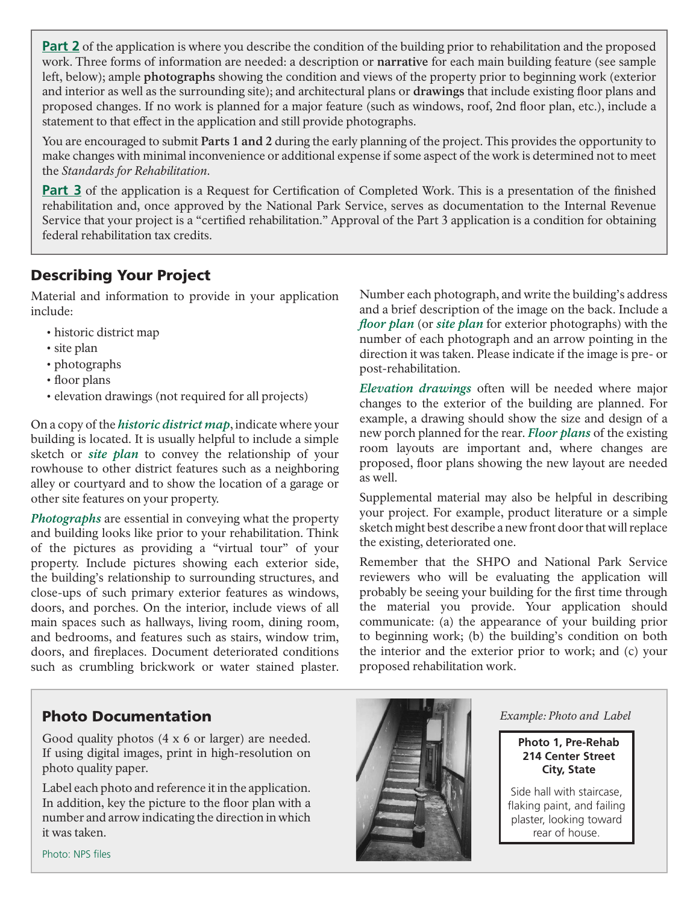**Part 2** of the application is where you describe the condition of the building prior to rehabilitation and the proposed work. Three forms of information are needed: a description or **narrative** for each main building feature (see sample left, below); ample **photographs** showing the condition and views of the property prior to beginning work (exterior and interior as well as the surrounding site); and architectural plans or **drawings** that include existing floor plans and proposed changes. If no work is planned for a major feature (such as windows, roof, 2nd floor plan, etc.), include a statement to that effect in the application and still provide photographs.

You are encouraged to submit **Parts 1 and 2** during the early planning of the project. This provides the opportunity to make changes with minimal inconvenience or additional expense if some aspect of the work is determined not to meet the *Standards for Rehabilitation*.

**Part 3** of the application is a Request for Certification of Completed Work. This is a presentation of the finished rehabilitation and, once approved by the National Park Service, serves as documentation to the Internal Revenue Service that your project is a "certified rehabilitation." Approval of the Part 3 application is a condition for obtaining federal rehabilitation tax credits.

## Describing Your Project

Material and information to provide in your application include:

- historic district map
- site plan
- photographs
- floor plans
- elevation drawings (not required for all projects)

On a copy of the ***historic district map***, indicate where your building is located. It is usually helpful to include a simple sketch or ***site plan*** to convey the relationship of your rowhouse to other district features such as a neighboring alley or courtyard and to show the location of a garage or other site features on your property.

***Photographs*** are essential in conveying what the property and building looks like prior to your rehabilitation. Think of the pictures as providing a "virtual tour" of your property. Include pictures showing each exterior side, the building's relationship to surrounding structures, and close-ups of such primary exterior features as windows, doors, and porches. On the interior, include views of all main spaces such as hallways, living room, dining room, and bedrooms, and features such as stairs, window trim, doors, and fireplaces. Document deteriorated conditions such as crumbling brickwork or water stained plaster. Number each photograph, and write the building's address and a brief description of the image on the back. Include a ***floor plan*** (or ***site plan*** for exterior photographs) with the number of each photograph and an arrow pointing in the direction it was taken. Please indicate if the image is pre- or post-rehabilitation.

***Elevation drawings*** often will be needed where major changes to the exterior of the building are planned. For example, a drawing should show the size and design of a new porch planned for the rear. ***Floor plans*** of the existing room layouts are important and, where changes are proposed, floor plans showing the new layout are needed as well.

Supplemental material may also be helpful in describing your project. For example, product literature or a simple sketch might best describe a new front door that will replace the existing, deteriorated one.

Remember that the SHPO and National Park Service reviewers who will be evaluating the application will probably be seeing your building for the first time through the material you provide. Your application should communicate: (a) the appearance of your building prior to beginning work; (b) the building's condition on both the interior and the exterior prior to work; and (c) your proposed rehabilitation work.

### Photo Documentation

Good quality photos (4 x 6 or larger) are needed. If using digital images, print in high-resolution on photo quality paper.

Label each photo and reference it in the application. In addition, key the picture to the floor plan with a number and arrow indicating the direction in which it was taken.

Photo: NPS files

*Example: Photo and Label*

**Photo 1, Pre-Rehab**
**214 Center Street**
**City, State**

Side hall with staircase, flaking paint, and failing plaster, looking toward rear of house.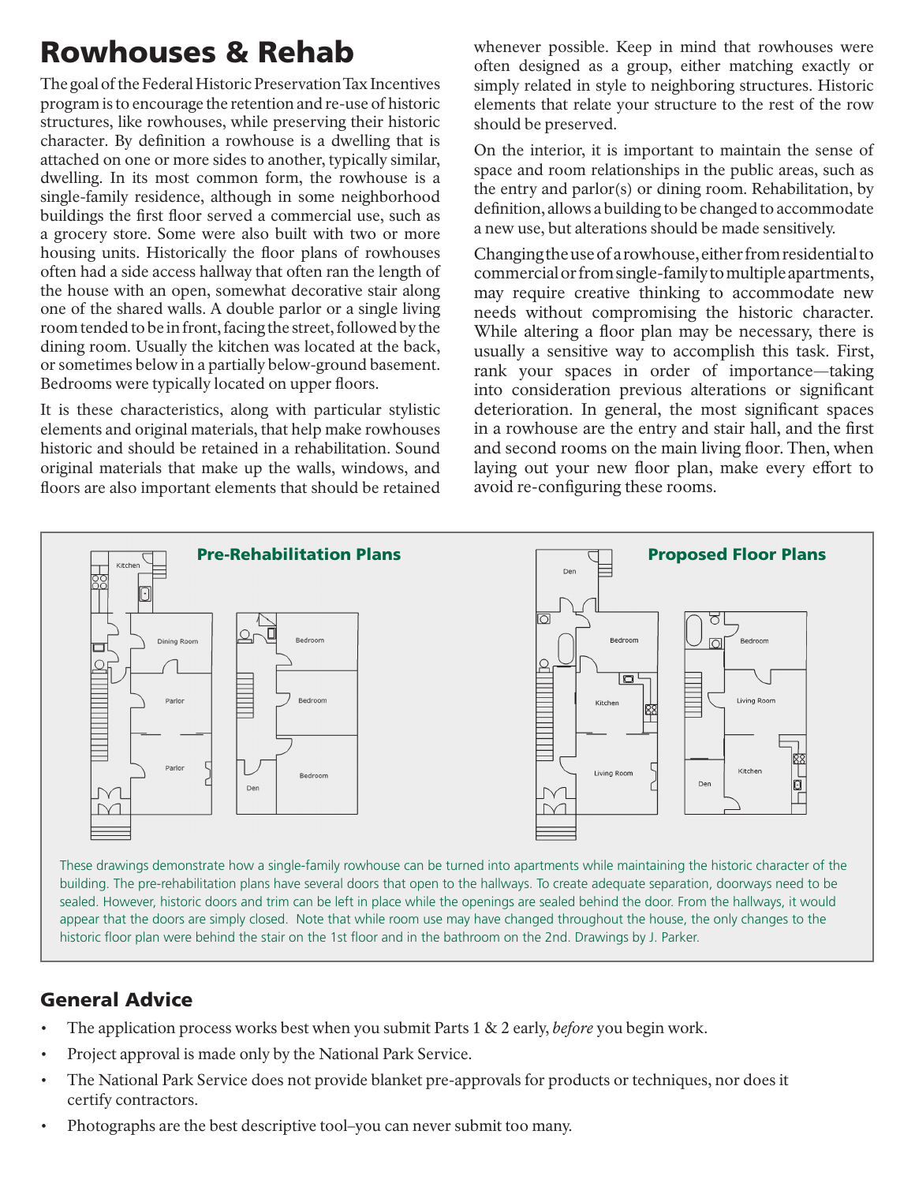# Rowhouses & Rehab

The goal of the Federal Historic Preservation Tax Incentives program is to encourage the retention and re-use of historic structures, like rowhouses, while preserving their historic character. By definition a rowhouse is a dwelling that is attached on one or more sides to another, typically similar, dwelling. In its most common form, the rowhouse is a single-family residence, although in some neighborhood buildings the first floor served a commercial use, such as a grocery store. Some were also built with two or more housing units. Historically the floor plans of rowhouses often had a side access hallway that often ran the length of the house with an open, somewhat decorative stair along one of the shared walls. A double parlor or a single living room tended to be in front, facing the street, followed by the dining room. Usually the kitchen was located at the back, or sometimes below in a partially below-ground basement. Bedrooms were typically located on upper floors.

It is these characteristics, along with particular stylistic elements and original materials, that help make rowhouses historic and should be retained in a rehabilitation. Sound original materials that make up the walls, windows, and floors are also important elements that should be retained whenever possible. Keep in mind that rowhouses were often designed as a group, either matching exactly or simply related in style to neighboring structures. Historic elements that relate your structure to the rest of the row should be preserved.

On the interior, it is important to maintain the sense of space and room relationships in the public areas, such as the entry and parlor(s) or dining room. Rehabilitation, by definition, allows a building to be changed to accommodate a new use, but alterations should be made sensitively.

Changing the use of a rowhouse, either from residential to commercial or from single-family to multiple apartments, may require creative thinking to accommodate new needs without compromising the historic character. While altering a floor plan may be necessary, there is usually a sensitive way to accomplish this task. First, rank your spaces in order of importance—taking into consideration previous alterations or significant deterioration. In general, the most significant spaces in a rowhouse are the entry and stair hall, and the first and second rooms on the main living floor. Then, when laying out your new floor plan, make every effort to avoid re-configuring these rooms.

**Pre-Rehabilitation Plans**

**Proposed Floor Plans**

These drawings demonstrate how a single-family rowhouse can be turned into apartments while maintaining the historic character of the building. The pre-rehabilitation plans have several doors that open to the hallways. To create adequate separation, doorways need to be sealed. However, historic doors and trim can be left in place while the openings are sealed behind the door. From the hallways, it would appear that the doors are simply closed. Note that while room use may have changed throughout the house, the only changes to the historic floor plan were behind the stair on the 1st floor and in the bathroom on the 2nd. Drawings by J. Parker.

## General Advice

- The application process works best when you submit Parts 1 & 2 early, *before* you begin work.
- Project approval is made only by the National Park Service.
- The National Park Service does not provide blanket pre-approvals for products or techniques, nor does it certify contractors.
- Photographs are the best descriptive tool–you can never submit too many.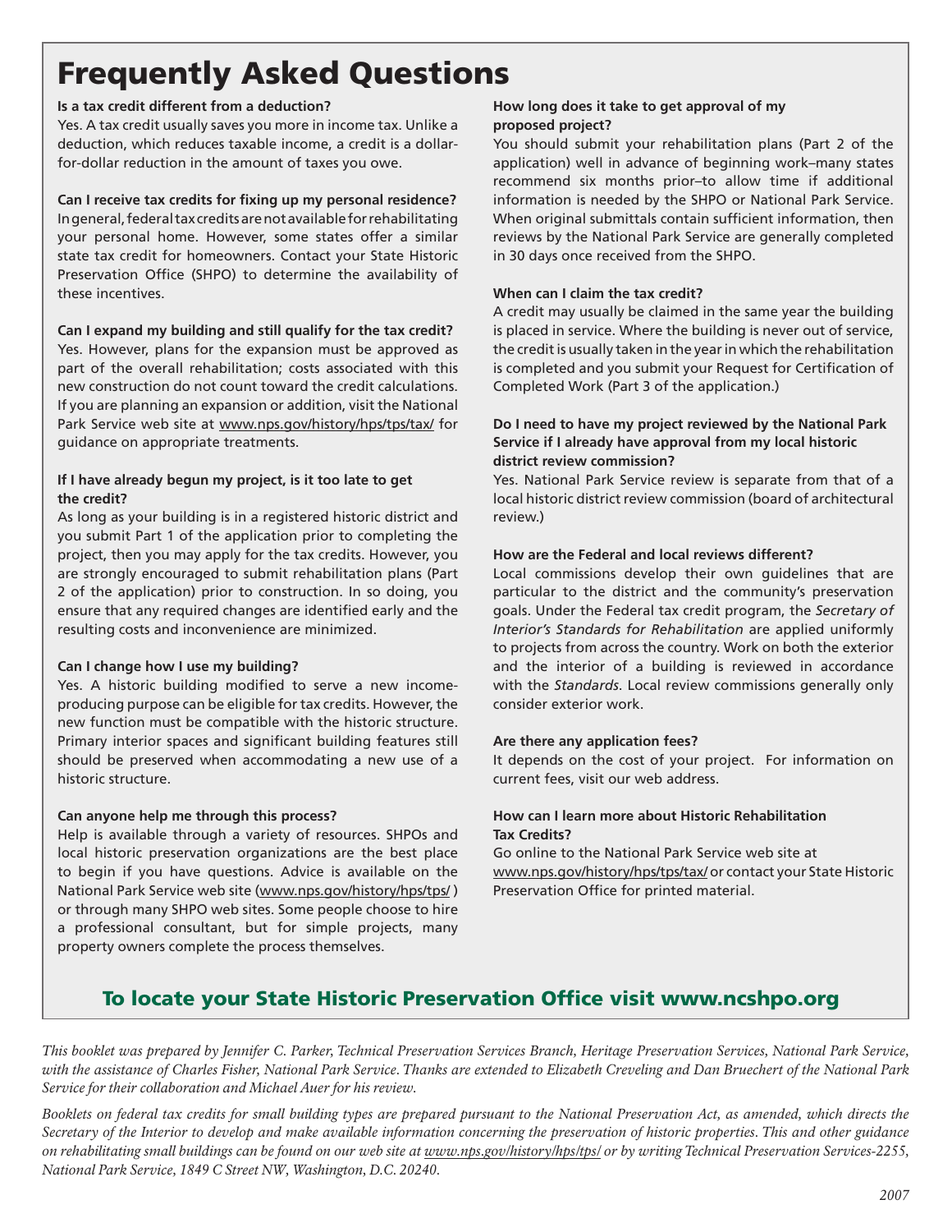# Frequently Asked Questions

**Is a tax credit different from a deduction?**

Yes. A tax credit usually saves you more in income tax. Unlike a deduction, which reduces taxable income, a credit is a dollar-for-dollar reduction in the amount of taxes you owe.

**Can I receive tax credits for fixing up my personal residence?**

In general, federal tax credits are not available for rehabilitating your personal home. However, some states offer a similar state tax credit for homeowners. Contact your State Historic Preservation Office (SHPO) to determine the availability of these incentives.

**Can I expand my building and still qualify for the tax credit?**

Yes. However, plans for the expansion must be approved as part of the overall rehabilitation; costs associated with this new construction do not count toward the credit calculations. If you are planning an expansion or addition, visit the National Park Service web site at www.nps.gov/history/hps/tps/tax/ for guidance on appropriate treatments.

**If I have already begun my project, is it too late to get the credit?**

As long as your building is in a registered historic district and you submit Part 1 of the application prior to completing the project, then you may apply for the tax credits. However, you are strongly encouraged to submit rehabilitation plans (Part 2 of the application) prior to construction. In so doing, you ensure that any required changes are identified early and the resulting costs and inconvenience are minimized.

**Can I change how I use my building?**

Yes. A historic building modified to serve a new income-producing purpose can be eligible for tax credits. However, the new function must be compatible with the historic structure. Primary interior spaces and significant building features still should be preserved when accommodating a new use of a historic structure.

**Can anyone help me through this process?**

Help is available through a variety of resources. SHPOs and local historic preservation organizations are the best place to begin if you have questions. Advice is available on the National Park Service web site (www.nps.gov/history/hps/tps/ ) or through many SHPO web sites. Some people choose to hire a professional consultant, but for simple projects, many property owners complete the process themselves.

**How long does it take to get approval of my proposed project?**

You should submit your rehabilitation plans (Part 2 of the application) well in advance of beginning work–many states recommend six months prior–to allow time if additional information is needed by the SHPO or National Park Service. When original submittals contain sufficient information, then reviews by the National Park Service are generally completed in 30 days once received from the SHPO.

**When can I claim the tax credit?**

A credit may usually be claimed in the same year the building is placed in service. Where the building is never out of service, the credit is usually taken in the year in which the rehabilitation is completed and you submit your Request for Certification of Completed Work (Part 3 of the application.)

**Do I need to have my project reviewed by the National Park Service if I already have approval from my local historic district review commission?**

Yes. National Park Service review is separate from that of a local historic district review commission (board of architectural review.)

**How are the Federal and local reviews different?**

Local commissions develop their own guidelines that are particular to the district and the community's preservation goals. Under the Federal tax credit program, the *Secretary of Interior's Standards for Rehabilitation* are applied uniformly to projects from across the country. Work on both the exterior and the interior of a building is reviewed in accordance with the *Standards*. Local review commissions generally only consider exterior work.

**Are there any application fees?**

It depends on the cost of your project. For information on current fees, visit our web address.

**How can I learn more about Historic Rehabilitation Tax Credits?**

Go online to the National Park Service web site at www.nps.gov/history/hps/tps/tax/ or contact your State Historic Preservation Office for printed material.

## To locate your State Historic Preservation Office visit www.ncshpo.org

*This booklet was prepared by Jennifer C. Parker, Technical Preservation Services Branch, Heritage Preservation Services, National Park Service, with the assistance of Charles Fisher, National Park Service. Thanks are extended to Elizabeth Creveling and Dan Bruechert of the National Park Service for their collaboration and Michael Auer for his review.*

*Booklets on federal tax credits for small building types are prepared pursuant to the National Preservation Act, as amended, which directs the Secretary of the Interior to develop and make available information concerning the preservation of historic properties. This and other guidance on rehabilitating small buildings can be found on our web site at www.nps.gov/history/hps/tps/ or by writing Technical Preservation Services-2255, National Park Service, 1849 C Street NW, Washington, D.C. 20240.*

*2007*